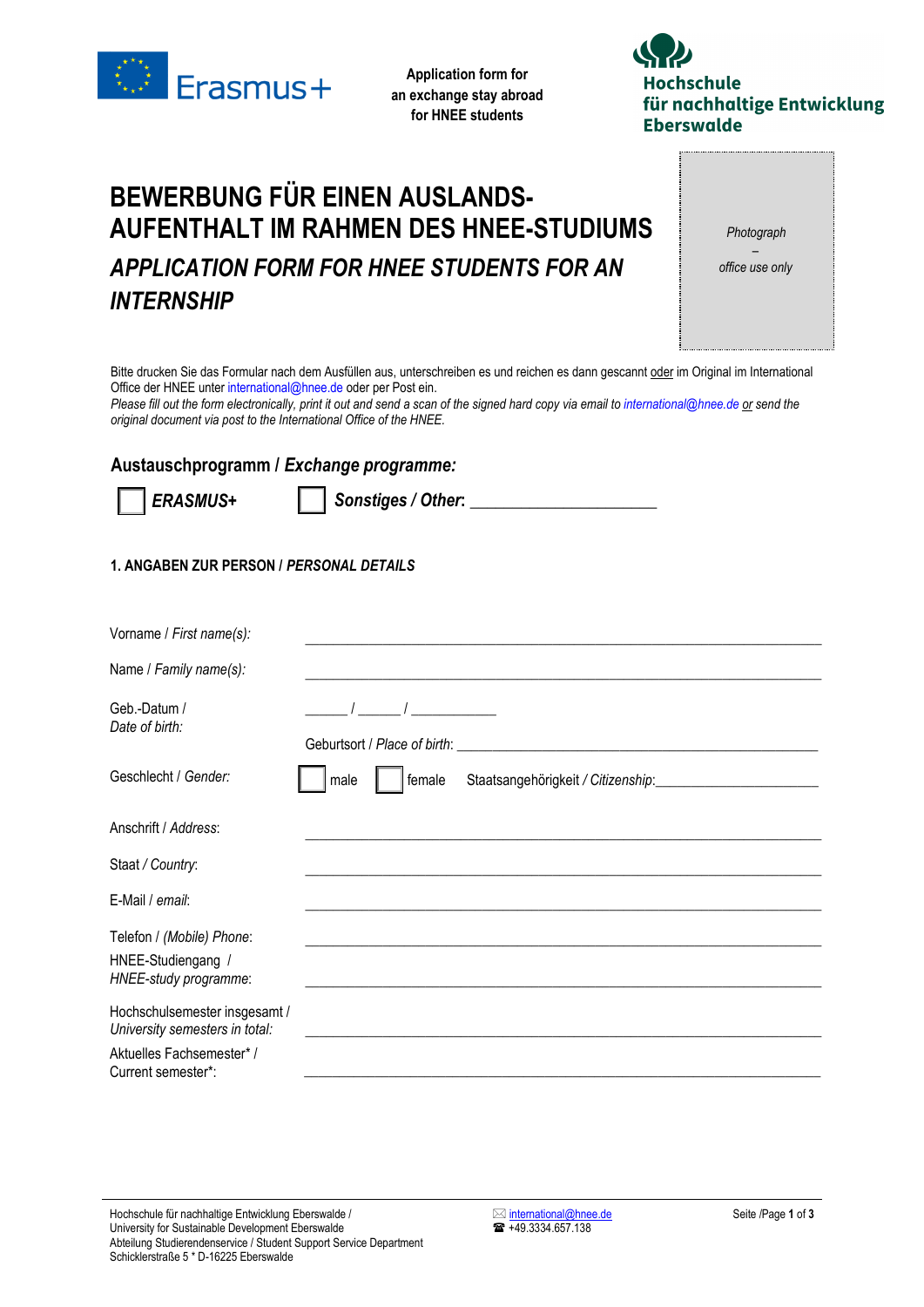Erasmus+

**Application form for an exchange stay abroad for HNEE students**

Hochschule für nachhaltige Entwicklung Eberswalde

# BEWERBUNG FÜR EINEN AUSLANDS-AUFENTHALT IM RAHMEN DES HNEE-STUDIUMS

## *APPLICATION FORM FOR HNEE STUDENTS FOR AN INTERNSHIP*

*Photograph – office use only*

Bitte drucken Sie das Formular nach dem Ausfüllen aus, unterschreiben es und reichen es dann gescannt oder im Original im International Office der HNEE unter international@hnee.de oder per Post ein.
*Please fill out the form electronically, print it out and send a scan of the signed hard copy via email to international@hnee.de or send the original document via post to the International Office of the HNEE.*

### Austauschprogramm / *Exchange programme:*

☐ ***ERASMUS+*** ☐ ***Sonstiges / Other:*** ______________________

#### 1. ANGABEN ZUR PERSON / *PERSONAL DETAILS*

Vorname / *First name(s):* ____________________________________________

Name / *Family name(s):* ____________________________________________

Geb.-Datum / *Date of birth:* ______ / ______ / ____________

Geburtsort / *Place of birth:* ____________________________________________

Geschlecht / *Gender:* ☐ male ☐ female Staatsangehörigkeit / *Citizenship:* ______________________

Anschrift / *Address:* ____________________________________________

Staat / *Country:* ____________________________________________

E-Mail / *email:* ____________________________________________

Telefon / *(Mobile) Phone:* ____________________________________________

HNEE-Studiengang / *HNEE-study programme:* ____________________________________________

Hochschulsemester insgesamt / *University semesters in total:* ____________________________________________

Aktuelles Fachsemester* / Current semester*: ____________________________________________

Hochschule für nachhaltige Entwicklung Eberswalde / University for Sustainable Development Eberswalde
Abteilung Studierendenservice / Student Support Service Department
Schicklerstraße 5 * D-16225 Eberswalde

✉ international@hnee.de
☎ +49.3334.657.138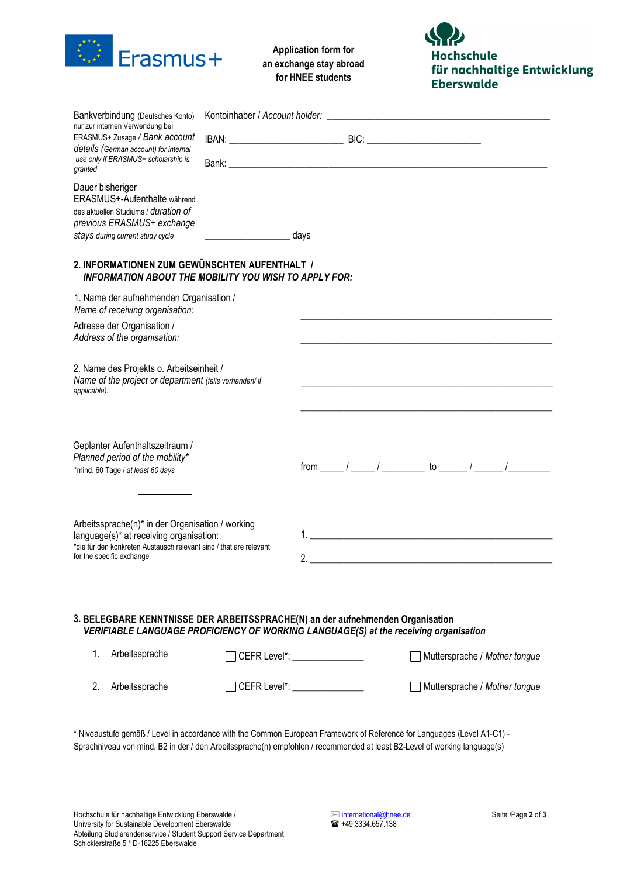Application form for an exchange stay abroad for HNEE students

| | |
|---|---|
| Bankverbindung (Deutsches Konto) nur zur internen Verwendung bei ERASMUS+ Zusage / *Bank account details (German account) for internal use only if ERASMUS+ scholarship is granted* | Kontoinhaber / *Account holder:* ___________________________ |
| | IBAN: ______________________ BIC: ______________________ |
| | Bank: ___________________________________________ |
| Dauer bisheriger ERASMUS+-Aufenthalte während des aktuellen Studiums / *duration of previous ERASMUS+ exchange stays during current study cycle* | ________________ days |

## 2. INFORMATIONEN ZUM GEWÜNSCHTEN AUFENTHALT / *INFORMATION ABOUT THE MOBILITY YOU WISH TO APPLY FOR:*

1. Name der aufnehmenden Organisation / *Name of receiving organisation:* ___________________________________________

Adresse der Organisation / *Address of the organisation:* ___________________________________________

2. Name des Projekts o. Arbeitseinheit / *Name of the project or department (falls vorhanden/ if applicable):* ___________________________________________

___________________________________________

Geplanter Aufenthaltszeitraum / *Planned period of the mobility**
*mind. 60 Tage / *at least 60 days*

from _____ / _____ / _________ to ______ / ______ /_________

Arbeitssprache(n)* in der Organisation / working language(s)* at receiving organisation:
*die für den konkreten Austausch relevant sind / that are relevant for the specific exchange

1. _______________________________________________

2. _______________________________________________

## 3. BELEGBARE KENNTNISSE DER ARBEITSSPRACHE(N) an der aufnehmenden Organisation *VERIFIABLE LANGUAGE PROFICIENCY OF WORKING LANGUAGE(S) at the receiving organisation*

1. Arbeitssprache ☐ CEFR Level*: _____________ ☐ Muttersprache / *Mother tongue*
2. Arbeitssprache ☐ CEFR Level*: _____________ ☐ Muttersprache / *Mother tongue*

* Niveaustufe gemäß / Level in accordance with the Common European Framework of Reference for Languages (Level A1-C1) - Sprachniveau von mind. B2 in der / den Arbeitssprache(n) empfohlen / recommended at least B2-Level of working language(s)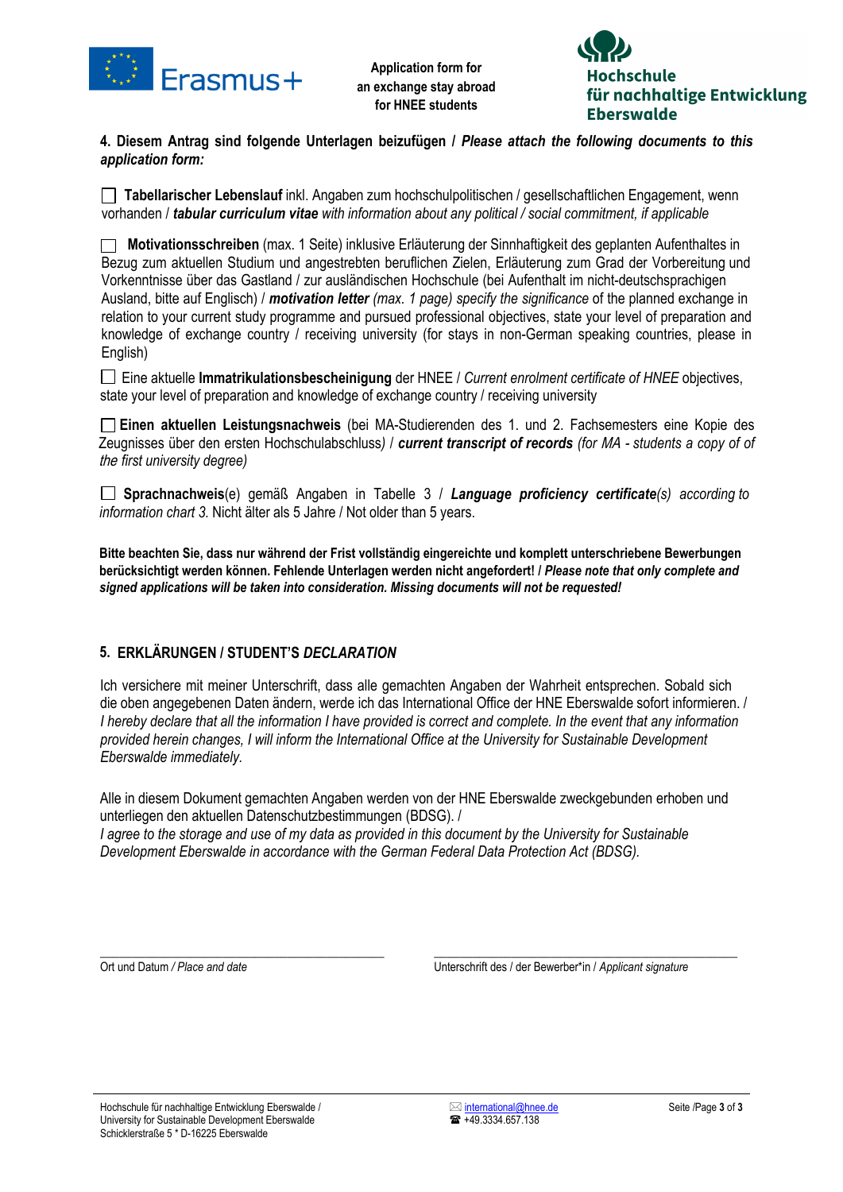## 4. Diesem Antrag sind folgende Unterlagen beizufügen / *Please attach the following documents to this application form:*

☐ **Tabellarischer Lebenslauf** inkl. Angaben zum hochschulpolitischen / gesellschaftlichen Engagement, wenn vorhanden / ***tabular curriculum vitae*** *with information about any political / social commitment, if applicable*

☐ **Motivationsschreiben** (max. 1 Seite) inklusive Erläuterung der Sinnhaftigkeit des geplanten Aufenthaltes in Bezug zum aktuellen Studium und angestrebten beruflichen Zielen, Erläuterung zum Grad der Vorbereitung und Vorkenntnisse über das Gastland / zur ausländischen Hochschule (bei Aufenthalt im nicht-deutschsprachigen Ausland, bitte auf Englisch) / ***motivation letter*** *(max. 1 page) specify the significance* of the planned exchange in relation to your current study programme and pursued professional objectives, state your level of preparation and knowledge of exchange country / receiving university (for stays in non-German speaking countries, please in English)

☐ Eine aktuelle **Immatrikulationsbescheinigung** der HNEE / *Current enrolment certificate of HNEE* objectives, state your level of preparation and knowledge of exchange country / receiving university

☐ **Einen aktuellen Leistungsnachweis** (bei MA-Studierenden des 1. und 2. Fachsemesters eine Kopie des Zeugnisses über den ersten Hochschulabschluss*)* / ***current transcript of records*** *(for MA - students a copy of of the first university degree)*

☐ **Sprachnachweis**(e) gemäß Angaben in Tabelle 3 / ***Language proficiency certificate****(s) according to information chart 3.* Nicht älter als 5 Jahre / Not older than 5 years.

**Bitte beachten Sie, dass nur während der Frist vollständig eingereichte und komplett unterschriebene Bewerbungen berücksichtigt werden können. Fehlende Unterlagen werden nicht angefordert! / *Please note that only complete and signed applications will be taken into consideration. Missing documents will not be requested!***

## 5. ERKLÄRUNGEN / STUDENT'S *DECLARATION*

Ich versichere mit meiner Unterschrift, dass alle gemachten Angaben der Wahrheit entsprechen. Sobald sich die oben angegebenen Daten ändern, werde ich das International Office der HNE Eberswalde sofort informieren. / *I hereby declare that all the information I have provided is correct and complete. In the event that any information provided herein changes, I will inform the International Office at the University for Sustainable Development Eberswalde immediately.*

Alle in diesem Dokument gemachten Angaben werden von der HNE Eberswalde zweckgebunden erhoben und unterliegen den aktuellen Datenschutzbestimmungen (BDSG). /
*I agree to the storage and use of my data as provided in this document by the University for Sustainable Development Eberswalde in accordance with the German Federal Data Protection Act (BDSG).*

\_\_\_\_\_\_\_\_\_\_\_\_\_\_\_\_\_\_\_\_\_\_\_\_\_\_\_\_\_\_
Ort und Datum */ Place and date*

\_\_\_\_\_\_\_\_\_\_\_\_\_\_\_\_\_\_\_\_\_\_\_\_\_\_\_\_\_\_
Unterschrift des / der Bewerber\*in / *Applicant signature*